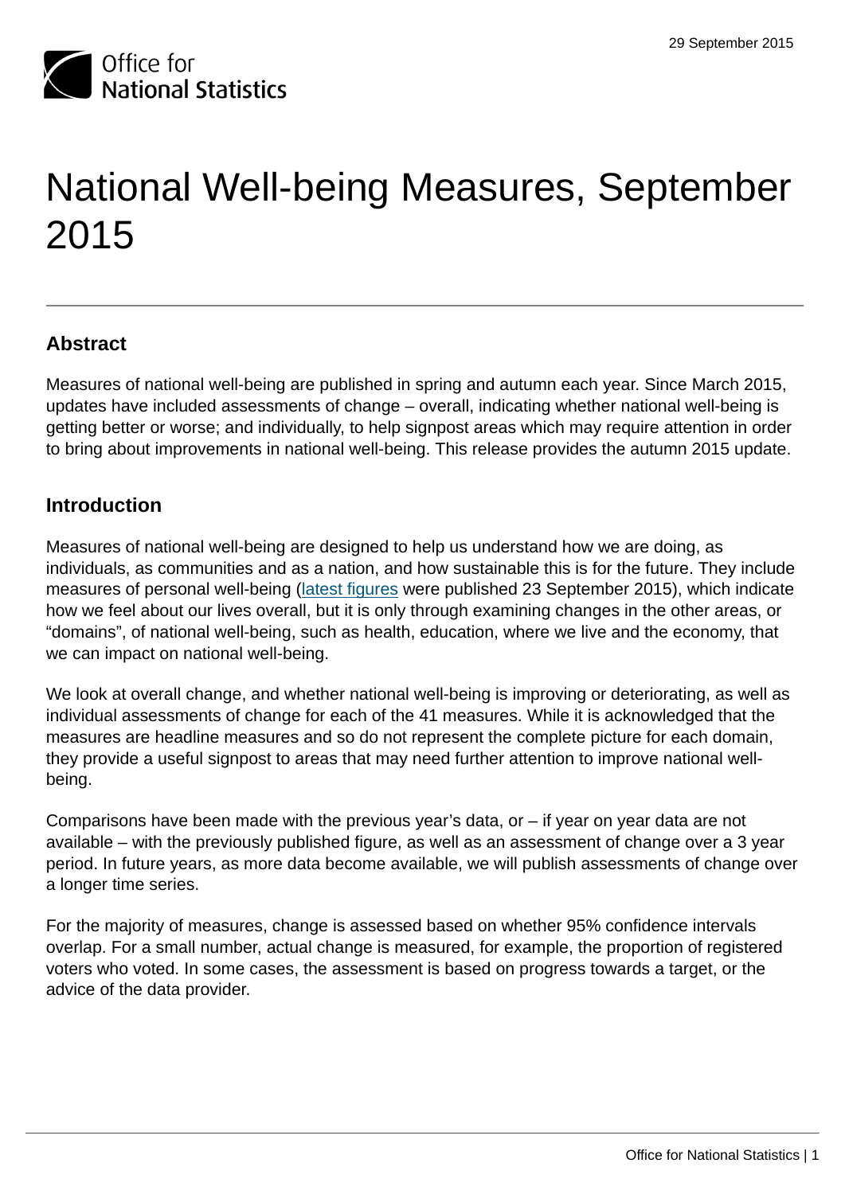29 September 2015

# National Well-being Measures, September 2015

## Abstract

Measures of national well-being are published in spring and autumn each year. Since March 2015, updates have included assessments of change – overall, indicating whether national well-being is getting better or worse; and individually, to help signpost areas which may require attention in order to bring about improvements in national well-being. This release provides the autumn 2015 update.

## Introduction

Measures of national well-being are designed to help us understand how we are doing, as individuals, as communities and as a nation, and how sustainable this is for the future. They include measures of personal well-being (latest figures were published 23 September 2015), which indicate how we feel about our lives overall, but it is only through examining changes in the other areas, or "domains", of national well-being, such as health, education, where we live and the economy, that we can impact on national well-being.

We look at overall change, and whether national well-being is improving or deteriorating, as well as individual assessments of change for each of the 41 measures. While it is acknowledged that the measures are headline measures and so do not represent the complete picture for each domain, they provide a useful signpost to areas that may need further attention to improve national well-being.

Comparisons have been made with the previous year's data, or – if year on year data are not available – with the previously published figure, as well as an assessment of change over a 3 year period. In future years, as more data become available, we will publish assessments of change over a longer time series.

For the majority of measures, change is assessed based on whether 95% confidence intervals overlap. For a small number, actual change is measured, for example, the proportion of registered voters who voted. In some cases, the assessment is based on progress towards a target, or the advice of the data provider.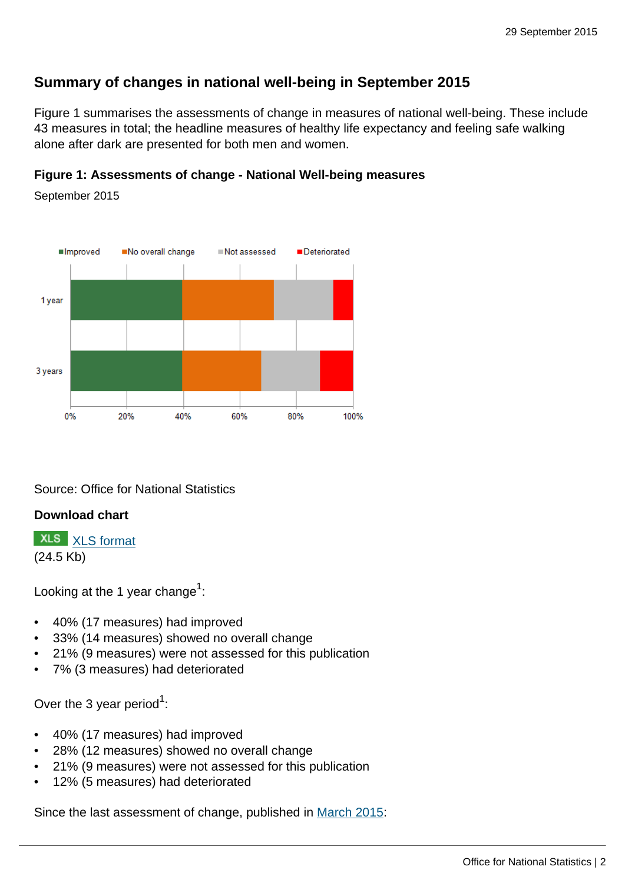## Summary of changes in national well-being in September 2015

Figure 1 summarises the assessments of change in measures of national well-being. These include 43 measures in total; the headline measures of healthy life expectancy and feeling safe walking alone after dark are presented for both men and women.

**Figure 1: Assessments of change - National Well-being measures**

September 2015

Source: Office for National Statistics

**Download chart**

XLS [XLS format](#)
(24.5 Kb)

Looking at the 1 year change[1]:

- 40% (17 measures) had improved
- 33% (14 measures) showed no overall change
- 21% (9 measures) were not assessed for this publication
- 7% (3 measures) had deteriorated

Over the 3 year period[1]:

- 40% (17 measures) had improved
- 28% (12 measures) showed no overall change
- 21% (9 measures) were not assessed for this publication
- 12% (5 measures) had deteriorated

Since the last assessment of change, published in [March 2015](#):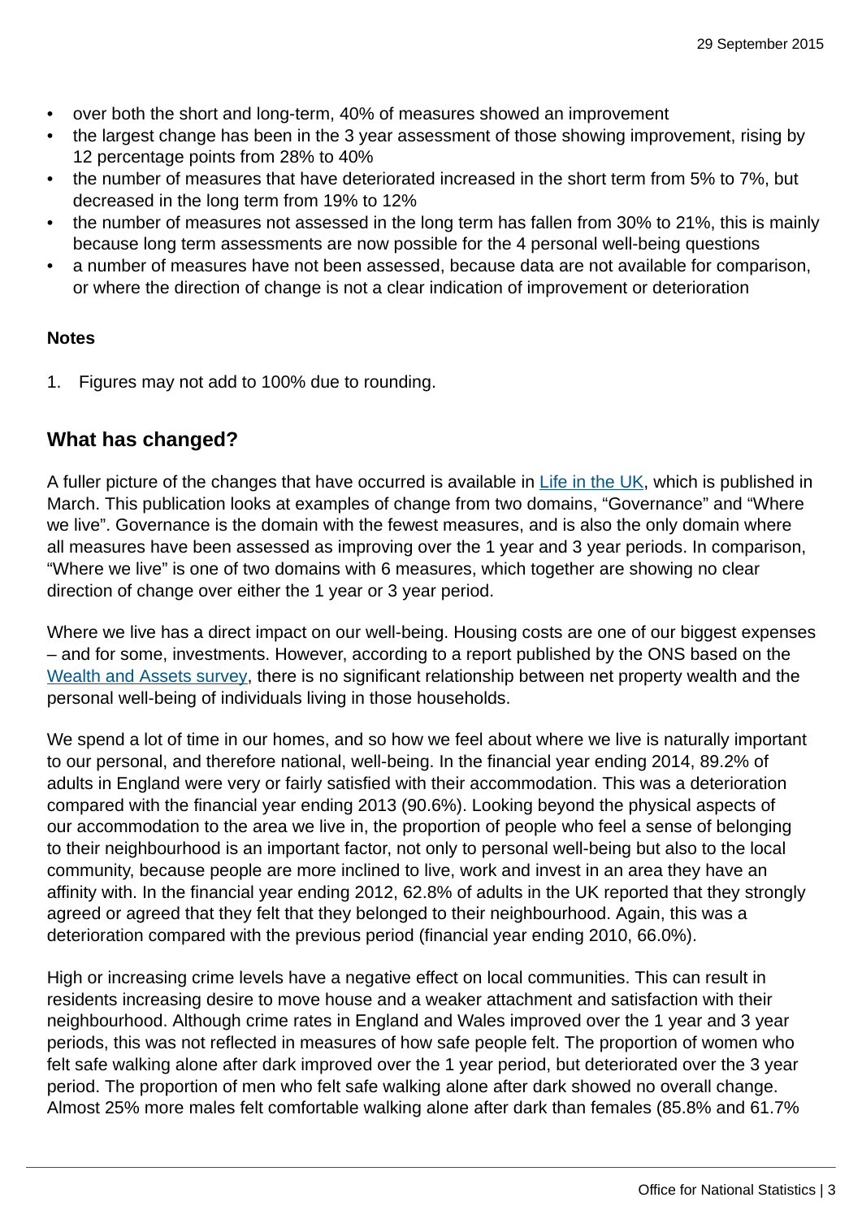- over both the short and long-term, 40% of measures showed an improvement
- the largest change has been in the 3 year assessment of those showing improvement, rising by 12 percentage points from 28% to 40%
- the number of measures that have deteriorated increased in the short term from 5% to 7%, but decreased in the long term from 19% to 12%
- the number of measures not assessed in the long term has fallen from 30% to 21%, this is mainly because long term assessments are now possible for the 4 personal well-being questions
- a number of measures have not been assessed, because data are not available for comparison, or where the direction of change is not a clear indication of improvement or deterioration

**Notes**

1. Figures may not add to 100% due to rounding.

## What has changed?

A fuller picture of the changes that have occurred is available in Life in the UK, which is published in March. This publication looks at examples of change from two domains, "Governance" and "Where we live". Governance is the domain with the fewest measures, and is also the only domain where all measures have been assessed as improving over the 1 year and 3 year periods. In comparison, "Where we live" is one of two domains with 6 measures, which together are showing no clear direction of change over either the 1 year or 3 year period.

Where we live has a direct impact on our well-being. Housing costs are one of our biggest expenses – and for some, investments. However, according to a report published by the ONS based on the Wealth and Assets survey, there is no significant relationship between net property wealth and the personal well-being of individuals living in those households.

We spend a lot of time in our homes, and so how we feel about where we live is naturally important to our personal, and therefore national, well-being. In the financial year ending 2014, 89.2% of adults in England were very or fairly satisfied with their accommodation. This was a deterioration compared with the financial year ending 2013 (90.6%). Looking beyond the physical aspects of our accommodation to the area we live in, the proportion of people who feel a sense of belonging to their neighbourhood is an important factor, not only to personal well-being but also to the local community, because people are more inclined to live, work and invest in an area they have an affinity with. In the financial year ending 2012, 62.8% of adults in the UK reported that they strongly agreed or agreed that they felt that they belonged to their neighbourhood. Again, this was a deterioration compared with the previous period (financial year ending 2010, 66.0%).

High or increasing crime levels have a negative effect on local communities. This can result in residents increasing desire to move house and a weaker attachment and satisfaction with their neighbourhood. Although crime rates in England and Wales improved over the 1 year and 3 year periods, this was not reflected in measures of how safe people felt. The proportion of women who felt safe walking alone after dark improved over the 1 year period, but deteriorated over the 3 year period. The proportion of men who felt safe walking alone after dark showed no overall change. Almost 25% more males felt comfortable walking alone after dark than females (85.8% and 61.7%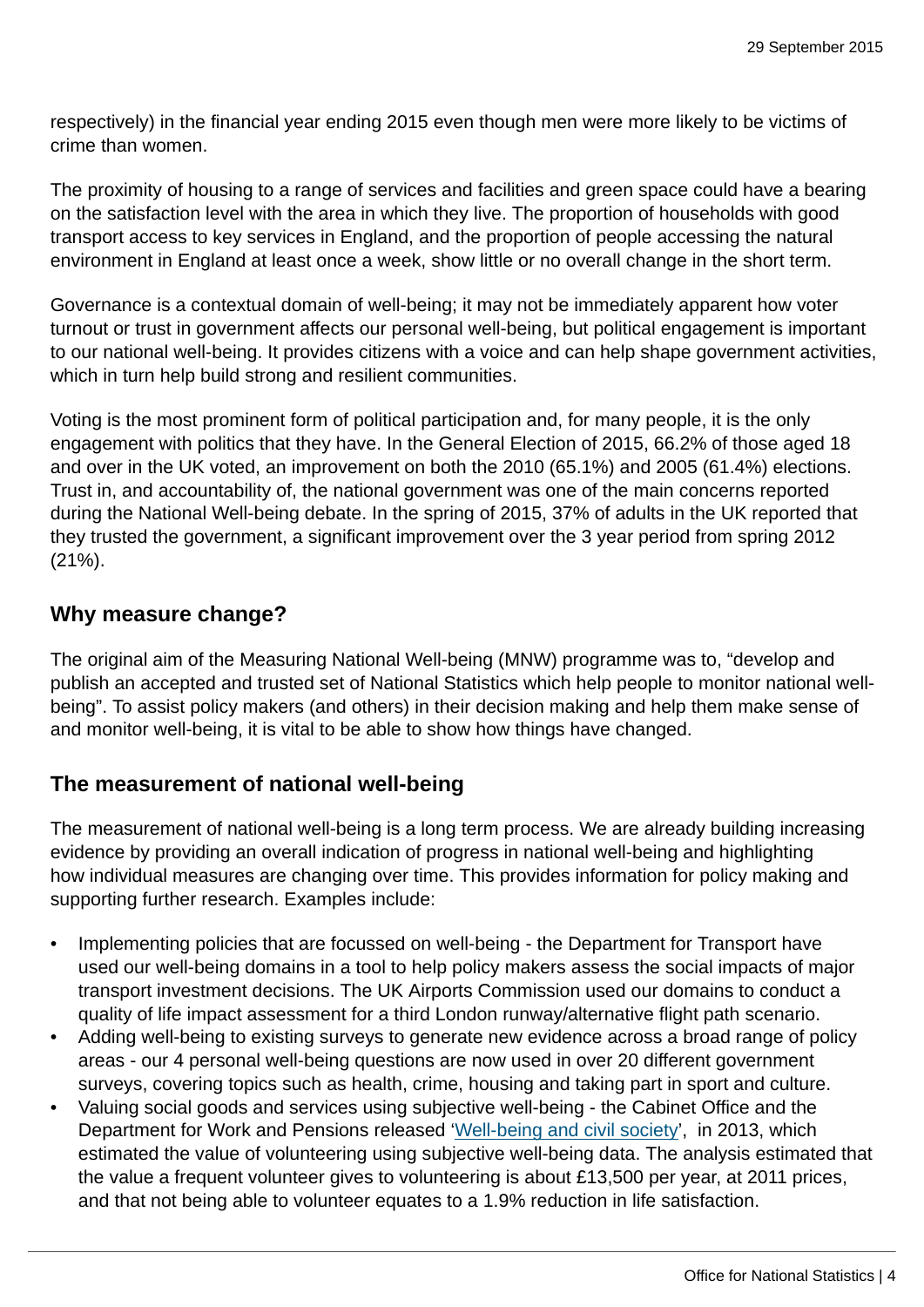respectively) in the financial year ending 2015 even though men were more likely to be victims of crime than women.

The proximity of housing to a range of services and facilities and green space could have a bearing on the satisfaction level with the area in which they live. The proportion of households with good transport access to key services in England, and the proportion of people accessing the natural environment in England at least once a week, show little or no overall change in the short term.

Governance is a contextual domain of well-being; it may not be immediately apparent how voter turnout or trust in government affects our personal well-being, but political engagement is important to our national well-being. It provides citizens with a voice and can help shape government activities, which in turn help build strong and resilient communities.

Voting is the most prominent form of political participation and, for many people, it is the only engagement with politics that they have. In the General Election of 2015, 66.2% of those aged 18 and over in the UK voted, an improvement on both the 2010 (65.1%) and 2005 (61.4%) elections. Trust in, and accountability of, the national government was one of the main concerns reported during the National Well-being debate. In the spring of 2015, 37% of adults in the UK reported that they trusted the government, a significant improvement over the 3 year period from spring 2012 (21%).

## Why measure change?

The original aim of the Measuring National Well-being (MNW) programme was to, "develop and publish an accepted and trusted set of National Statistics which help people to monitor national well-being". To assist policy makers (and others) in their decision making and help them make sense of and monitor well-being, it is vital to be able to show how things have changed.

## The measurement of national well-being

The measurement of national well-being is a long term process. We are already building increasing evidence by providing an overall indication of progress in national well-being and highlighting how individual measures are changing over time. This provides information for policy making and supporting further research. Examples include:

- Implementing policies that are focussed on well-being - the Department for Transport have used our well-being domains in a tool to help policy makers assess the social impacts of major transport investment decisions. The UK Airports Commission used our domains to conduct a quality of life impact assessment for a third London runway/alternative flight path scenario.
- Adding well-being to existing surveys to generate new evidence across a broad range of policy areas - our 4 personal well-being questions are now used in over 20 different government surveys, covering topics such as health, crime, housing and taking part in sport and culture.
- Valuing social goods and services using subjective well-being - the Cabinet Office and the Department for Work and Pensions released 'Well-being and civil society', in 2013, which estimated the value of volunteering using subjective well-being data. The analysis estimated that the value a frequent volunteer gives to volunteering is about £13,500 per year, at 2011 prices, and that not being able to volunteer equates to a 1.9% reduction in life satisfaction.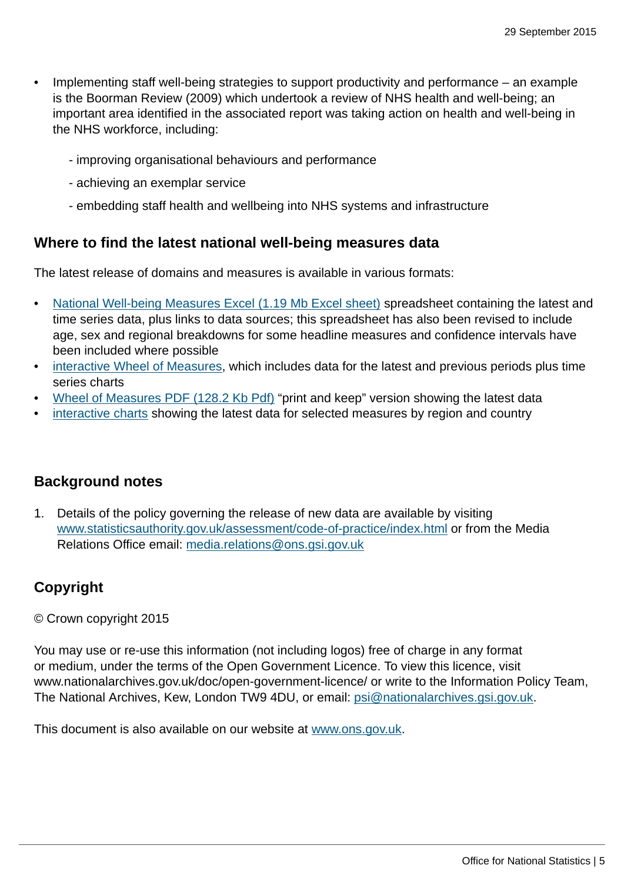- Implementing staff well-being strategies to support productivity and performance – an example is the Boorman Review (2009) which undertook a review of NHS health and well-being; an important area identified in the associated report was taking action on health and well-being in the NHS workforce, including:

  - improving organisational behaviours and performance

  - achieving an exemplar service

  - embedding staff health and wellbeing into NHS systems and infrastructure

## Where to find the latest national well-being measures data

The latest release of domains and measures is available in various formats:

- National Well-being Measures Excel (1.19 Mb Excel sheet) spreadsheet containing the latest and time series data, plus links to data sources; this spreadsheet has also been revised to include age, sex and regional breakdowns for some headline measures and confidence intervals have been included where possible
- interactive Wheel of Measures, which includes data for the latest and previous periods plus time series charts
- Wheel of Measures PDF (128.2 Kb Pdf) "print and keep" version showing the latest data
- interactive charts showing the latest data for selected measures by region and country

## Background notes

1. Details of the policy governing the release of new data are available by visiting www.statisticsauthority.gov.uk/assessment/code-of-practice/index.html or from the Media Relations Office email: media.relations@ons.gsi.gov.uk

## Copyright

© Crown copyright 2015

You may use or re-use this information (not including logos) free of charge in any format or medium, under the terms of the Open Government Licence. To view this licence, visit www.nationalarchives.gov.uk/doc/open-government-licence/ or write to the Information Policy Team, The National Archives, Kew, London TW9 4DU, or email: psi@nationalarchives.gsi.gov.uk.

This document is also available on our website at www.ons.gov.uk.